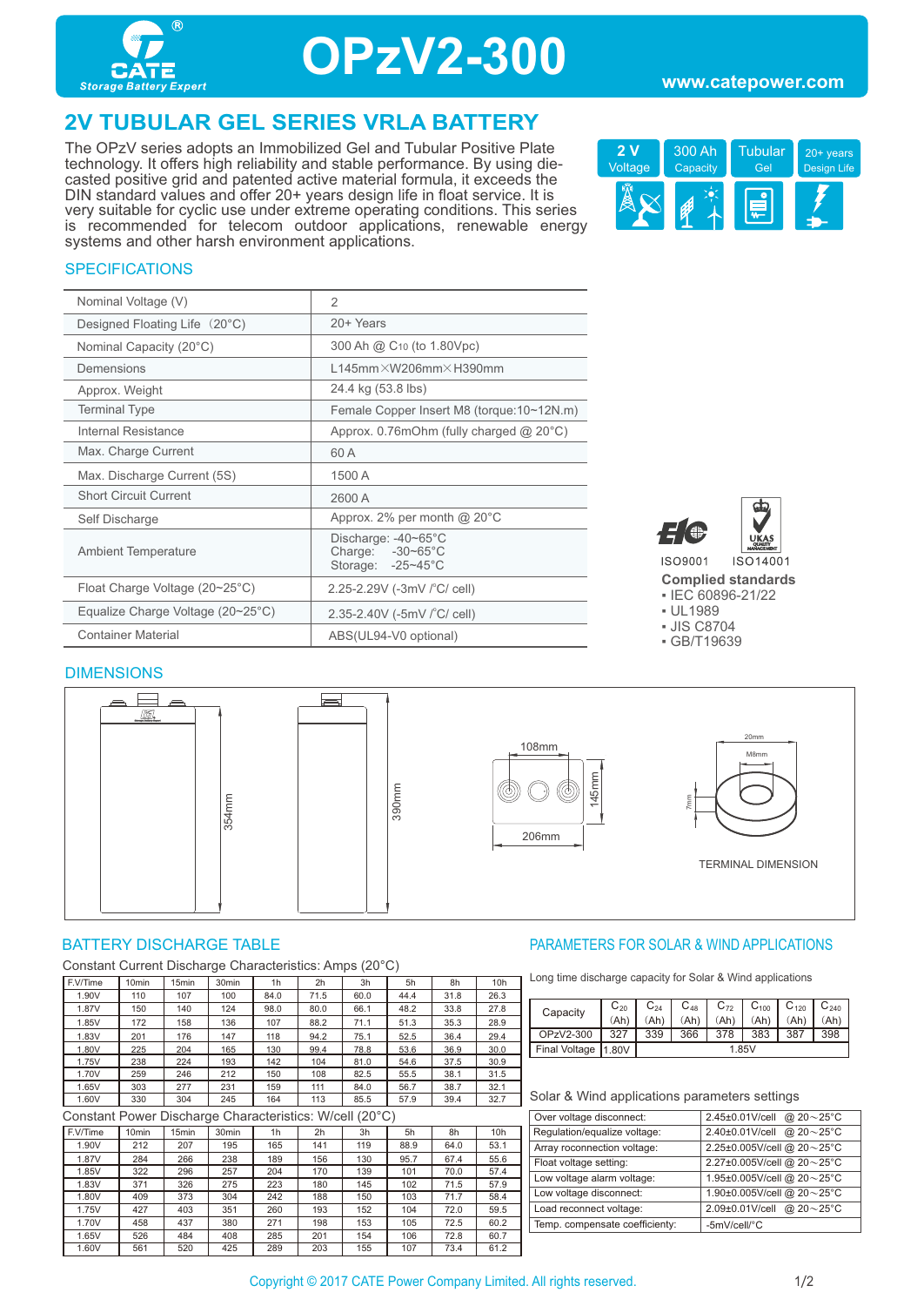# OPzV2-300

www.catepower.com

## 2V TUBULAR GEL SERIES VRLA BATTERY

The OPzV series adopts an Immobilized Gel and Tubular Positive Plate technology. It offers high reliability and stable performance. By using die-casted positive grid and patented active material formula, it exceeds the DIN standard values and offer 20+ years design life in float service. It is very suitable for cyclic use under extreme operating conditions. This series is recommended for telecom outdoor applications, renewable energy systems and other harsh environment applications.

2 V Voltage | 300 Ah Capacity | Tubular Gel | 20+ years Design Life

### SPECIFICATIONS

| | |
|---|---|
| Nominal Voltage (V) | 2 |
| Designed Floating Life（20°C) | 20+ Years |
| Nominal Capacity (20°C) | 300 Ah @ $C_{10}$ (to 1.80Vpc) |
| Demensions | L145mm×W206mm×H390mm |
| Approx. Weight | 24.4 kg (53.8 lbs) |
| Terminal Type | Female Copper Insert M8 (torque:10~12N.m) |
| Internal Resistance | Approx. 0.76mOhm (fully charged @ 20°C) |
| Max. Charge Current | 60 A |
| Max. Discharge Current (5S) | 1500 A |
| Short Circuit Current | 2600 A |
| Self Discharge | Approx. 2% per month @ 20°C |
| Ambient Temperature | Discharge: -40~65°C<br>Charge: -30~65°C<br>Storage: -25~45°C |
| Float Charge Voltage (20~25°C) | 2.25-2.29V (-3mV /°C/ cell) |
| Equalize Charge Voltage (20~25°C) | 2.35-2.40V (-5mV /°C/ cell) |
| Container Material | ABS(UL94-V0 optional) |

ISO9001 ISO14001

**Complied standards**

- IEC 60896-21/22
- UL1989
- JIS C8704
- GB/T19639

### DIMENSIONS

354mm, 390mm, 108mm, 145mm, 206mm, 20mm, M8mm, 7mm

TERMINAL DIMENSION

### BATTERY DISCHARGE TABLE

Constant Current Discharge Characteristics: Amps (20°C)

| F.V/Time | 10min | 15min | 30min | 1h | 2h | 3h | 5h | 8h | 10h |
|---|---|---|---|---|---|---|---|---|---|
| 1.90V | 110 | 107 | 100 | 84.0 | 71.5 | 60.0 | 44.4 | 31.8 | 26.3 |
| 1.87V | 150 | 140 | 124 | 98.0 | 80.0 | 66.1 | 48.2 | 33.8 | 27.8 |
| 1.85V | 172 | 158 | 136 | 107 | 88.2 | 71.1 | 51.3 | 35.3 | 28.9 |
| 1.83V | 201 | 176 | 147 | 118 | 94.2 | 75.1 | 52.5 | 36.4 | 29.4 |
| 1.80V | 225 | 204 | 165 | 130 | 99.4 | 78.8 | 53.6 | 36.9 | 30.0 |
| 1.75V | 238 | 224 | 193 | 142 | 104 | 81.0 | 54.6 | 37.5 | 30.9 |
| 1.70V | 259 | 246 | 212 | 150 | 108 | 82.5 | 55.5 | 38.1 | 31.5 |
| 1.65V | 303 | 277 | 231 | 159 | 111 | 84.0 | 56.7 | 38.7 | 32.1 |
| 1.60V | 330 | 304 | 245 | 164 | 113 | 85.5 | 57.9 | 39.4 | 32.7 |

Constant Power Discharge Characteristics: W/cell (20°C)

| F.V/Time | 10min | 15min | 30min | 1h | 2h | 3h | 5h | 8h | 10h |
|---|---|---|---|---|---|---|---|---|---|
| 1.90V | 212 | 207 | 195 | 165 | 141 | 119 | 88.9 | 64.0 | 53.1 |
| 1.87V | 284 | 266 | 238 | 189 | 156 | 130 | 95.7 | 67.4 | 55.6 |
| 1.85V | 322 | 296 | 257 | 204 | 170 | 139 | 101 | 70.0 | 57.4 |
| 1.83V | 371 | 326 | 275 | 223 | 180 | 145 | 102 | 71.5 | 57.9 |
| 1.80V | 409 | 373 | 304 | 242 | 188 | 150 | 103 | 71.7 | 58.4 |
| 1.75V | 427 | 403 | 351 | 260 | 193 | 152 | 104 | 72.0 | 59.5 |
| 1.70V | 458 | 437 | 380 | 271 | 198 | 153 | 105 | 72.5 | 60.2 |
| 1.65V | 526 | 484 | 408 | 285 | 201 | 154 | 106 | 72.8 | 60.7 |
| 1.60V | 561 | 520 | 425 | 289 | 203 | 155 | 107 | 73.4 | 61.2 |

### PARAMETERS FOR SOLAR & WIND APPLICATIONS

Long time discharge capacity for Solar & Wind applications

| Capacity | $C_{20}$ (Ah) | $C_{24}$ (Ah) | $C_{48}$ (Ah) | $C_{72}$ (Ah) | $C_{100}$ (Ah) | $C_{120}$ (Ah) | $C_{240}$ (Ah) |
|---|---|---|---|---|---|---|---|
| OPzV2-300 | 327 | 339 | 366 | 378 | 383 | 387 | 398 |
| Final Voltage | 1.80V | 1.85V | | | | | |

Solar & Wind applications parameters settings

| | |
|---|---|
| Over voltage disconnect: | 2.45±0.01V/cell @ 20～25°C |
| Regulation/equalize voltage: | 2.40±0.01V/cell @ 20～25°C |
| Array reconnection voltage: | 2.25±0.005V/cell @ 20～25°C |
| Float voltage setting: | 2.27±0.005V/cell @ 20～25°C |
| Low voltage alarm voltage: | 1.95±0.005V/cell @ 20～25°C |
| Low voltage disconnect: | 1.90±0.005V/cell @ 20～25°C |
| Load reconnect voltage: | 2.09±0.01V/cell @ 20～25°C |
| Temp. compensate coefficient: | -5mV/cell/°C |

Copyright © 2017 CATE Power Company Limited. All rights reserved.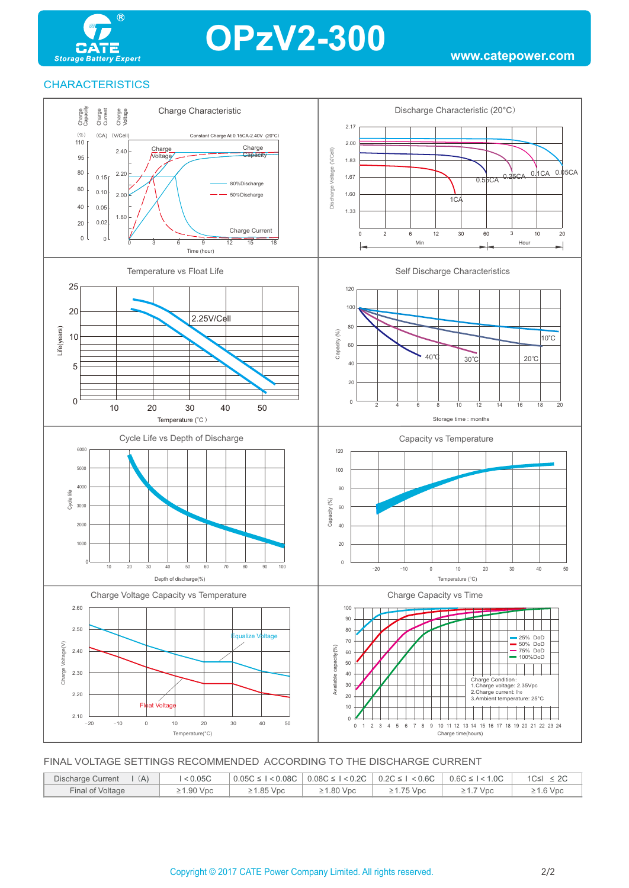# OPzV2-300

## CHARACTERISTICS

Charge Characteristic

Charge Capacity (%) Charge Current (CA) Charge Voltage (V/Cell)

Constant Charge At 0.15CA-2.40V (20°C)

110 95 80 60 40 20 0

0.15 0.10 0.05 0.02 0

2.40 2.20 2.00 1.80

Charge Voltage

Charge Capacity

80%Discharge

50%Discharge

Charge Current

0 3 6 9 12 15 18

Time (hour)

Discharge Characteristic (20°C)

Discharge Voltage (V/Cell)

2.17 2.00 1.83 1.67 1.60 1.33

0.05CA 0.1CA 0.25CA 0.55CA 1CA

0 2 6 12 30 60 3 10 20

Min Hour

Temperature vs Float Life

Life(years)

25 20 10 5 0

2.25V/Cell

10 20 30 40 50

Temperature (°C)

Self Discharge Characteristics

Capacity (%)

120 100 80 60 40 20 0

10°C 20°C 30°C 40°C

2 4 6 8 10 12 14 16 18 20

Storage time : months

Cycle Life vs Depth of Discharge

Cycle life

6000 5000 4000 3000 2000 1000 0

10 20 30 40 50 60 70 80 90 100

Depth of discharge(%)

Capacity vs Temperature

Capacity (%)

120 100 80 60 40 20 0

-20 -10 0 10 20 30 40 50

Temperature (°C)

Charge Voltage Capacity vs Temperature

Charge Voltage(V)

2.60 2.50 2.40 2.30 2.20 2.10

Equalize Voltage

Float Voltage

-20 -10 0 10 20 30 40 50

Temperature(°C)

Charge Capacity vs Time

Available capacity(%)

100 90 80 70 60 50 40 30 20 10 0

25% DoD
50% DoD
75% DoD
100%DoD

Charge Condition:
1.Charge voltage: 2.35Vpc
2.Charge current: I10
3.Ambient temperature: 25°C

0 1 2 3 4 5 6 7 8 9 10 11 12 13 14 15 16 17 18 19 20 21 22 23 24

Charge time(hours)

## FINAL VOLTAGE SETTINGS RECOMMENDED ACCORDING TO THE DISCHARGE CURRENT

| Discharge Current I (A) | I < 0.05C | 0.05C ≤ I < 0.08C | 0.08C ≤ I < 0.2C | 0.2C ≤ I < 0.6C | 0.6C ≤ I < 1.0C | 1C≤I ≤ 2C |
|---|---|---|---|---|---|---|
| Final of Voltage | ≥1.90 Vpc | ≥1.85 Vpc | ≥1.80 Vpc | ≥1.75 Vpc | ≥1.7 Vpc | ≥1.6 Vpc |

Copyright © 2017 CATE Power Company Limited. All rights reserved.